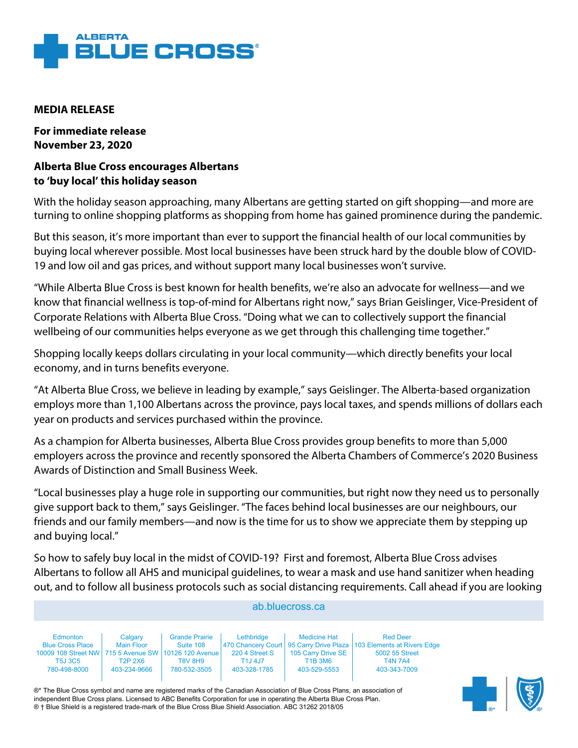ALBERTA BLUE CROSS®

**MEDIA RELEASE**

**For immediate release**
**November 23, 2020**

## Alberta Blue Cross encourages Albertans to 'buy local' this holiday season

With the holiday season approaching, many Albertans are getting started on gift shopping—and more are turning to online shopping platforms as shopping from home has gained prominence during the pandemic.

But this season, it's more important than ever to support the financial health of our local communities by buying local wherever possible. Most local businesses have been struck hard by the double blow of COVID-19 and low oil and gas prices, and without support many local businesses won't survive.

"While Alberta Blue Cross is best known for health benefits, we're also an advocate for wellness—and we know that financial wellness is top-of-mind for Albertans right now," says Brian Geislinger, Vice-President of Corporate Relations with Alberta Blue Cross. "Doing what we can to collectively support the financial wellbeing of our communities helps everyone as we get through this challenging time together."

Shopping locally keeps dollars circulating in your local community—which directly benefits your local economy, and in turns benefits everyone.

"At Alberta Blue Cross, we believe in leading by example," says Geislinger. The Alberta-based organization employs more than 1,100 Albertans across the province, pays local taxes, and spends millions of dollars each year on products and services purchased within the province.

As a champion for Alberta businesses, Alberta Blue Cross provides group benefits to more than 5,000 employers across the province and recently sponsored the Alberta Chambers of Commerce's 2020 Business Awards of Distinction and Small Business Week.

"Local businesses play a huge role in supporting our communities, but right now they need us to personally give support back to them," says Geislinger. "The faces behind local businesses are our neighbours, our friends and our family members—and now is the time for us to show we appreciate them by stepping up and buying local."

So how to safely buy local in the midst of COVID-19? First and foremost, Alberta Blue Cross advises Albertans to follow all AHS and municipal guidelines, to wear a mask and use hand sanitizer when heading out, and to follow all business protocols such as social distancing requirements. Call ahead if you are looking

ab.bluecross.ca

| Edmonton | Calgary | Grande Prairie | Lethbridge | Medicine Hat | Red Deer |
|---|---|---|---|---|---|
| Blue Cross Place | Main Floor | Suite 108 | 470 Chancery Court | 95 Carry Drive Plaza | 103 Elements at Rivers Edge |
| 10009 108 Street NW | 715 5 Avenue SW | 10126 120 Avenue | 220 4 Street S | 105 Carry Drive SE | 5002 55 Street |
| T5J 3C5 | T2P 2X6 | T8V 8H9 | T1J 4J7 | T1B 3M6 | T4N 7A4 |
| 780-498-8000 | 403-234-9666 | 780-532-3505 | 403-328-1785 | 403-529-5553 | 403-343-7009 |

®* The Blue Cross symbol and name are registered marks of the Canadian Association of Blue Cross Plans, an association of independent Blue Cross plans. Licensed to ABC Benefits Corporation for use in operating the Alberta Blue Cross Plan.
® † Blue Shield is a registered trade-mark of the Blue Cross Blue Shield Association. ABC 31262 2018/05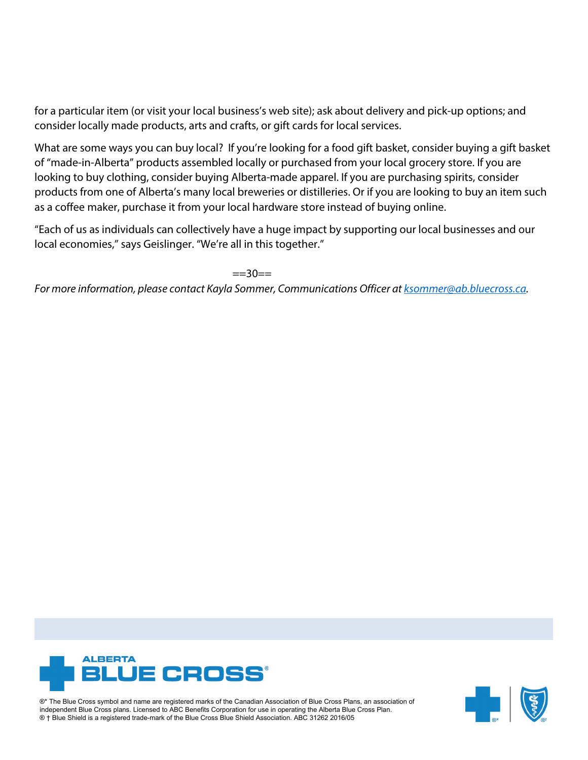for a particular item (or visit your local business's web site); ask about delivery and pick-up options; and consider locally made products, arts and crafts, or gift cards for local services.

What are some ways you can buy local? If you're looking for a food gift basket, consider buying a gift basket of "made-in-Alberta" products assembled locally or purchased from your local grocery store. If you are looking to buy clothing, consider buying Alberta-made apparel. If you are purchasing spirits, consider products from one of Alberta's many local breweries or distilleries. Or if you are looking to buy an item such as a coffee maker, purchase it from your local hardware store instead of buying online.

"Each of us as individuals can collectively have a huge impact by supporting our local businesses and our local economies," says Geislinger. "We're all in this together."

==30==

*For more information, please contact Kayla Sommer, Communications Officer at [ksommer@ab.bluecross.ca](mailto:ksommer@ab.bluecross.ca).*

ALBERTA BLUE CROSS®

®* The Blue Cross symbol and name are registered marks of the Canadian Association of Blue Cross Plans, an association of independent Blue Cross plans. Licensed to ABC Benefits Corporation for use in operating the Alberta Blue Cross Plan. ® † Blue Shield is a registered trade-mark of the Blue Cross Blue Shield Association. ABC 31262 2016/05